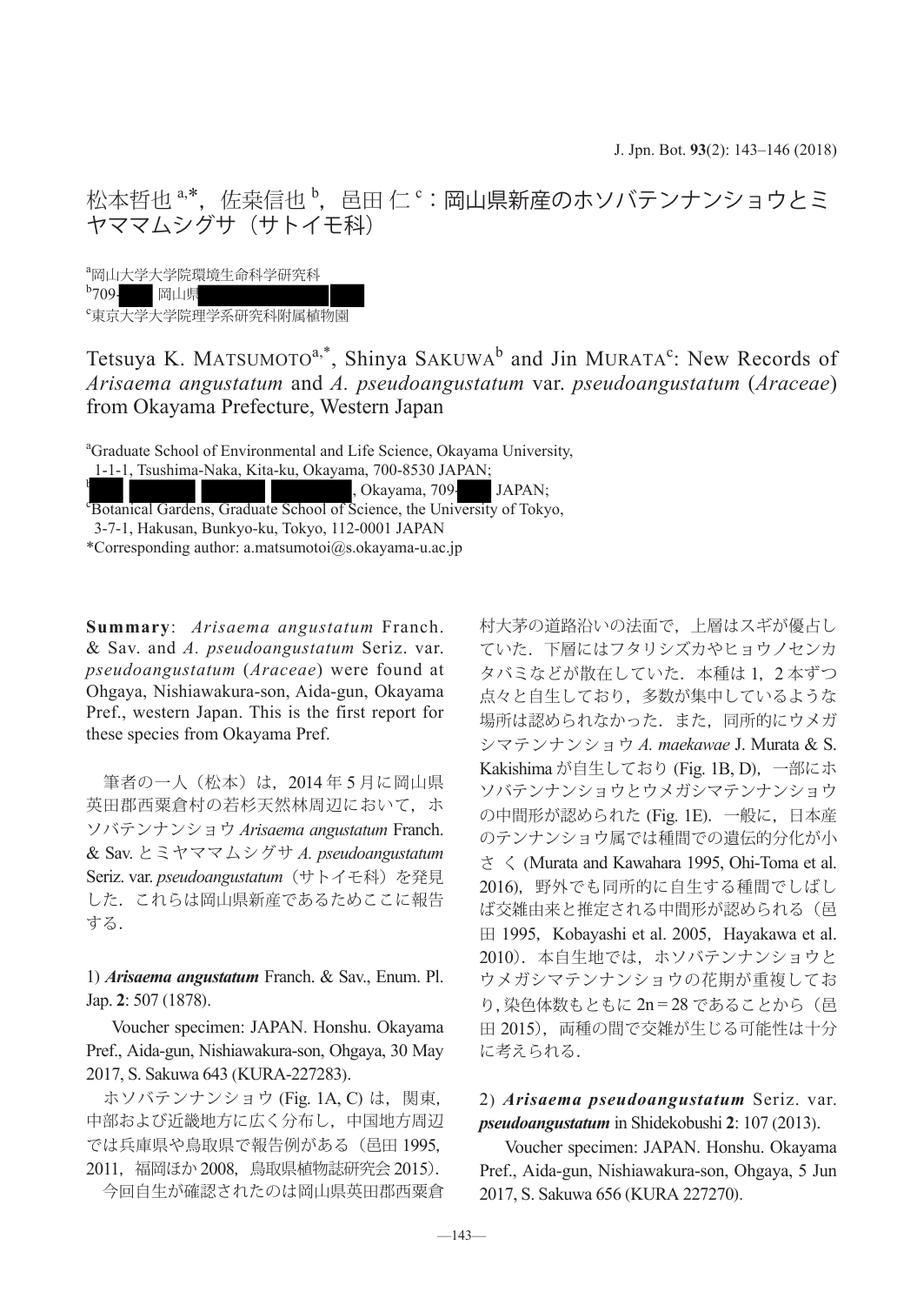# 松本哲也[a,*]，佐桒信也[b]，邑田 仁[c]：岡山県新産のホソバテンナンショウとミヤママムシグサ（サトイモ科）

[a]岡山大学大学院環境生命科学研究科
[b]709-█ 岡山県████
[c]東京大学大学院理学系研究科附属植物園

## Tetsuya K. Matsumoto[a,*], Shinya Sakuwa[b] and Jin Murata[c]: New Records of *Arisaema angustatum* and *A. pseudoangustatum* var. *pseudoangustatum* (*Araceae*) from Okayama Prefecture, Western Japan

[a]Graduate School of Environmental and Life Science, Okayama University, 1-1-1, Tsushima-Naka, Kita-ku, Okayama, 700-8530 JAPAN;
[b]██ ██ ██ ██, Okayama, 709-█ JAPAN;
[c]Botanical Gardens, Graduate School of Science, the University of Tokyo, 3-7-1, Hakusan, Bunkyo-ku, Tokyo, 112-0001 JAPAN
*Corresponding author: a.matsumotoi@s.okayama-u.ac.jp

**Summary**: *Arisaema angustatum* Franch. & Sav. and *A. pseudoangustatum* Seriz. var. *pseudoangustatum* (*Araceae*) were found at Ohgaya, Nishiawakura-son, Aida-gun, Okayama Pref., western Japan. This is the first report for these species from Okayama Pref.

筆者の一人（松本）は，2014 年 5 月に岡山県英田郡西粟倉村の若杉天然林周辺において，ホソバテンナンショウ *Arisaema angustatum* Franch. & Sav. とミヤマママムシグサ *A. pseudoangustatum* Seriz. var. *pseudoangustatum*（サトイモ科）を発見した．これらは岡山県新産であるためここに報告する．

### 1) ***Arisaema angustatum*** Franch. & Sav., Enum. Pl. Jap. **2**: 507 (1878).

Voucher specimen: JAPAN. Honshu. Okayama Pref., Aida-gun, Nishiawakura-son, Ohgaya, 30 May 2017, S. Sakuwa 643 (KURA-227283).

ホソバテンナンショウ (Fig. 1A, C) は，関東，中部および近畿地方に広く分布し，中国地方周辺では兵庫県や鳥取県で報告例がある（邑田 1995, 2011，福岡ほか 2008，鳥取県植物誌研究会 2015）．

今回自生が確認されたのは岡山県英田郡西粟倉村大茅の道路沿いの法面で，上層はスギが優占していた．下層にはフタリシズカやヒョウノセンカタバミなどが散在していた．本種は 1，2 本ずつ点々と自生しており，多数が集中しているような場所は認められなかった．また，同所的にウメガシマテンナンショウ *A. maekawae* J. Murata & S. Kakishima が自生しており (Fig. 1B, D)，一部にホソバテンナンショウとウメガシマテンナンショウの中間形が認められた (Fig. 1E)．一般に，日本産のテンナンショウ属では種間での遺伝的分化が小さく (Murata and Kawahara 1995, Ohi-Toma et al. 2016)，野外でも同所的に自生する種間でしばしば交雑由来と推定される中間形が認められる（邑田 1995，Kobayashi et al. 2005，Hayakawa et al. 2010）．本自生地では，ホソバテンナンショウとウメガシマテンナンショウの花期が重複しており，染色体数もともに 2n = 28 であることから（邑田 2015），両種の間で交雑が生じる可能性は十分に考えられる．

### 2) ***Arisaema pseudoangustatum*** Seriz. var. ***pseudoangustatum*** in Shidekobushi **2**: 107 (2013).

Voucher specimen: JAPAN. Honshu. Okayama Pref., Aida-gun, Nishiawakura-son, Ohgaya, 5 Jun 2017, S. Sakuwa 656 (KURA 227270).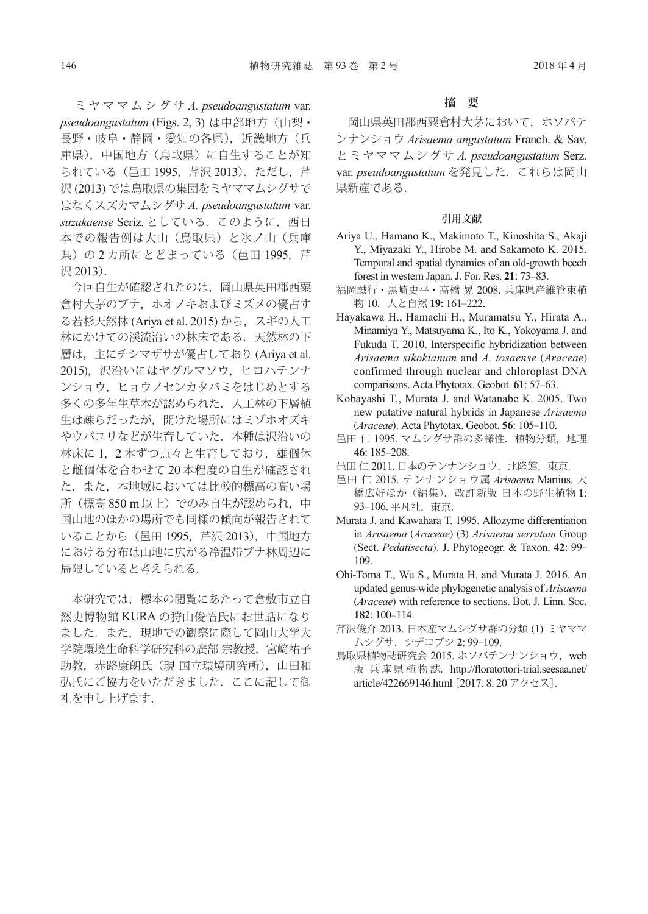ミヤママムシグサ *A. pseudoangustatum* var. *pseudoangustatum* (Figs. 2, 3) は中部地方（山梨・長野・岐阜・静岡・愛知の各県），近畿地方（兵庫県），中国地方（鳥取県）に自生することが知られている（邑田 1995，芹沢 2013）．ただし，芹沢 (2013) では鳥取県の集団をミヤママムシグサではなくスズカマムシグサ *A. pseudoangustatum* var. *suzukaense* Seriz. としている．このように，西日本での報告例は大山（鳥取県）と氷ノ山（兵庫県）の 2 カ所にとどまっている（邑田 1995，芹沢 2013）．

今回自生が確認されたのは，岡山県英田郡西粟倉村大茅のブナ，ホオノキおよびミズメの優占する若杉天然林 (Ariya et al. 2015) から，スギの人工林にかけての渓流沿いの林床である．天然林の下層は，主にチシマザサが優占しており (Ariya et al. 2015)，沢沿いにはヤグルマソウ，ヒロハテンナンショウ，ヒョウノセンカタバミをはじめとする多くの多年生草本が認められた．人工林の下層植生は疎らだったが，開けた場所にはミゾホオズキやウバユリなどが生育していた．本種は沢沿いの林床に 1，2 本ずつ点々と生育しており，雄個体と雌個体を合わせて 20 本程度の自生が確認された．また，本地域においては比較的標高の高い場所（標高 850 m 以上）でのみ自生が認められ，中国山地のほかの場所でも同様の傾向が報告されていることから（邑田 1995，芹沢 2013），中国地方における分布は山地に広がる冷温帯ブナ林周辺に局限していると考えられる．

本研究では，標本の閲覧にあたって倉敷市立自然史博物館 KURA の狩山俊悟氏にお世話になりました．また，現地での観察に際して岡山大学大学院環境生命科学研究科の廣部 宗教授，宮﨑祐子助教，赤路康朗氏（現 国立環境研究所），山田和弘氏にご協力をいただきました．ここに記して御礼を申し上げます．

## 摘　要

岡山県英田郡西粟倉村大茅において，ホソバテンナンショウ *Arisaema angustatum* Franch. & Sav. とミヤマママムシグサ *A. pseudoangustatum* Serz. var. *pseudoangustatum* を発見した．これらは岡山県新産である．

## 引用文献

- Ariya U., Hamano K., Makimoto T., Kinoshita S., Akaji Y., Miyazaki Y., Hirobe M. and Sakamoto K. 2015. Temporal and spatial dynamics of an old-growth beech forest in western Japan. J. For. Res. **21**: 73–83.
- 福岡誠行・黒崎史平・高橋 晃 2008. 兵庫県産維管束植物 10．人と自然 **19**: 161–222.
- Hayakawa H., Hamachi H., Muramatsu Y., Hirata A., Minamiya Y., Matsuyama K., Ito K., Yokoyama J. and Fukuda T. 2010. Interspecific hybridization between *Arisaema sikokianum* and *A. tosaense* (*Araceae*) confirmed through nuclear and chloroplast DNA comparisons. Acta Phytotax. Geobot. **61**: 57–63.
- Kobayashi T., Murata J. and Watanabe K. 2005. Two new putative natural hybrids in Japanese *Arisaema* (*Araceae*). Acta Phytotax. Geobot. **56**: 105–110.
- 邑田 仁 1995. マムシグサ群の多様性．植物分類，地理 **46**: 185–208.
- 邑田 仁 2011. 日本のテンナンショウ．北隆館，東京．
- 邑田 仁 2015. テンナンショウ属 *Arisaema* Martius. 大橋広好ほか（編集）．改訂新版 日本の野生植物 **1**: 93–106. 平凡社，東京．
- Murata J. and Kawahara T. 1995. Allozyme differentiation in *Arisaema* (*Araceae*) (3) *Arisaema serratum* Group (Sect. *Pedatisecta*). J. Phytogeogr. & Taxon. **42**: 99–109.
- Ohi-Toma T., Wu S., Murata H. and Murata J. 2016. An updated genus-wide phylogenetic analysis of *Arisaema* (*Araceae*) with reference to sections. Bot. J. Linn. Soc. **182**: 100–114.
- 芹沢俊介 2013. 日本産マムシグサ群の分類 (1) ミヤマママムシグサ．シデコブシ **2**: 99–109.
- 鳥取県植物誌研究会 2015. ホソバテンナンショウ，web 版 兵庫県植物誌．http://floratottori-trial.seesaa.net/article/422669146.html［2017. 8. 20 アクセス］．